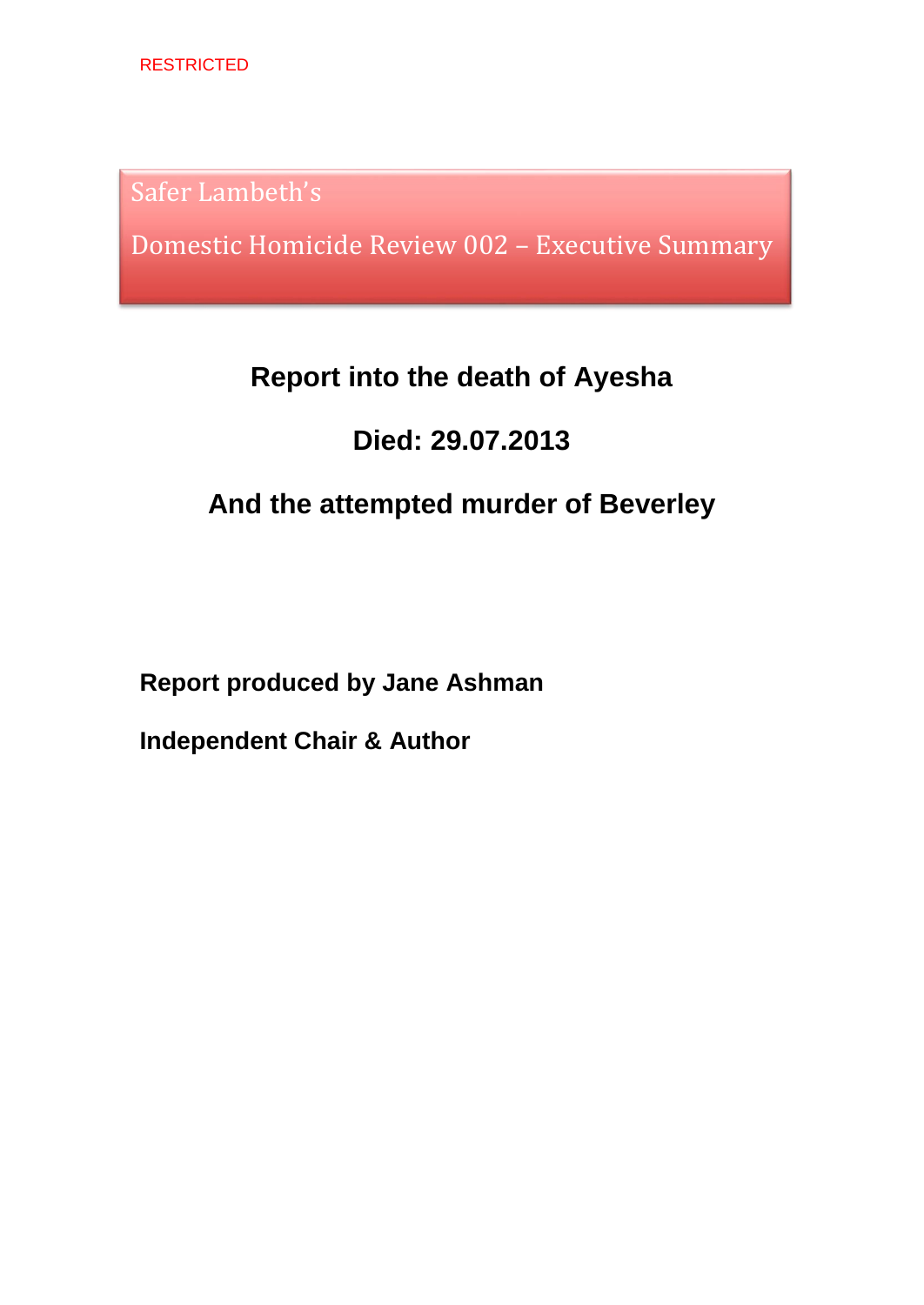RESTRICTED

Safer Lambeth's

# Domestic Homicide Review 002 – Executive Summary

## Report into the death of Ayesha

## Died: 29.07.2013

## And the attempted murder of Beverley

**Report produced by Jane Ashman**

**Independent Chair & Author**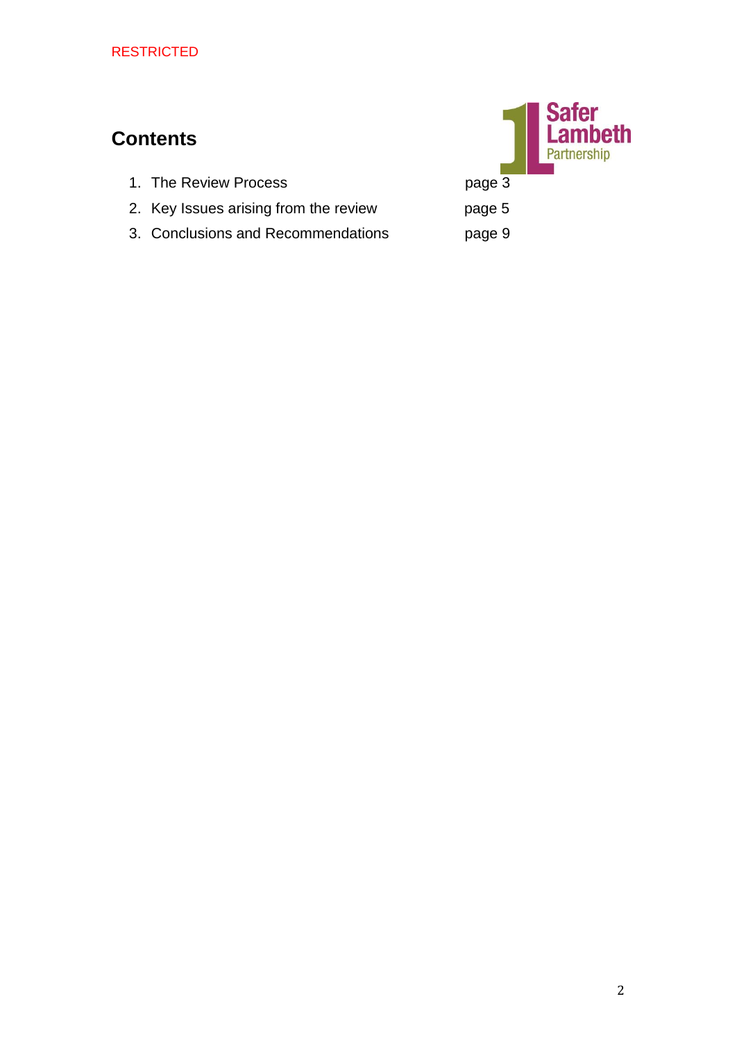RESTRICTED

## Contents

1. The Review Process page 3
2. Key Issues arising from the review page 5
3. Conclusions and Recommendations page 9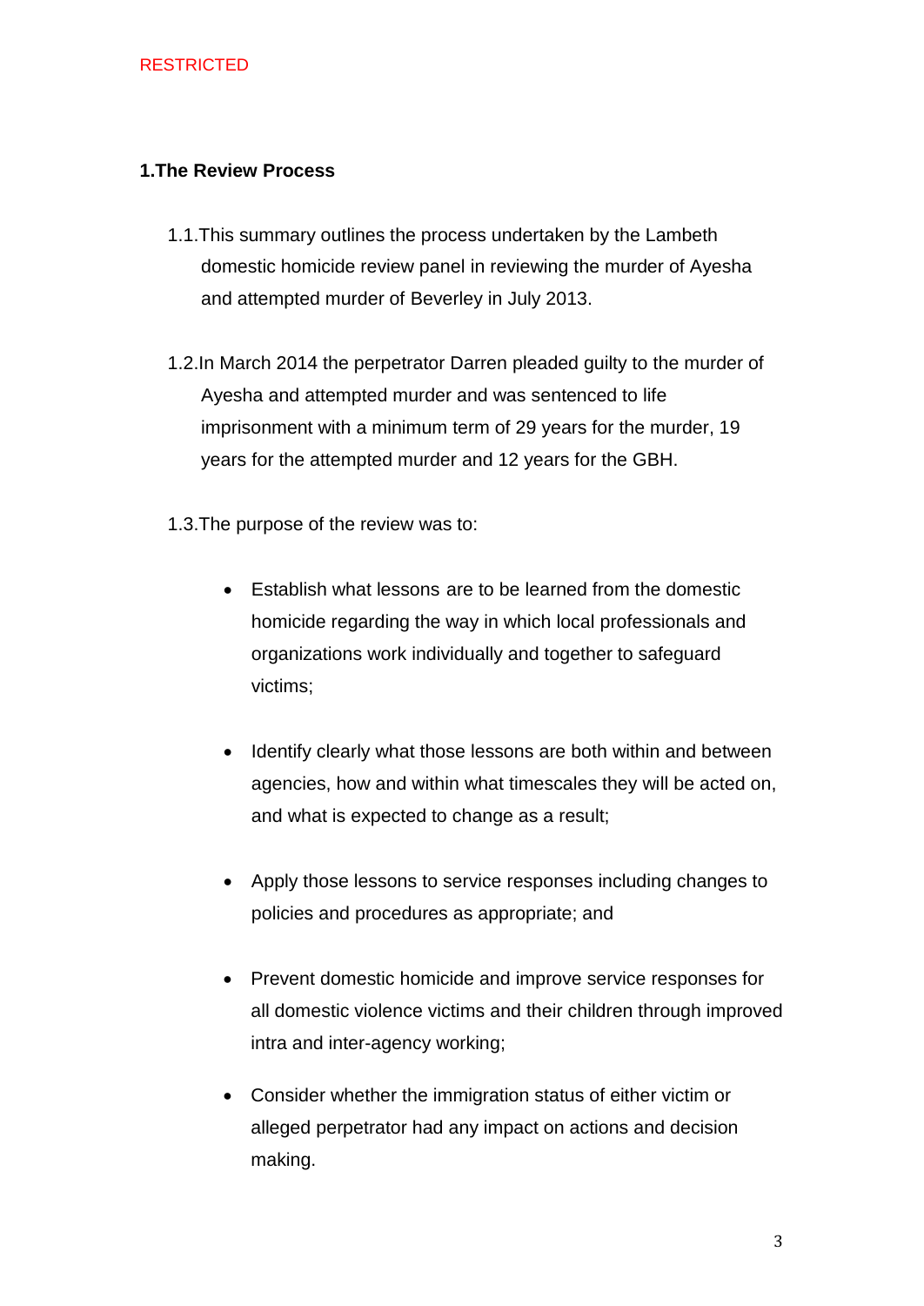RESTRICTED

## 1. The Review Process

1.1. This summary outlines the process undertaken by the Lambeth domestic homicide review panel in reviewing the murder of Ayesha and attempted murder of Beverley in July 2013.

1.2. In March 2014 the perpetrator Darren pleaded guilty to the murder of Ayesha and attempted murder and was sentenced to life imprisonment with a minimum term of 29 years for the murder, 19 years for the attempted murder and 12 years for the GBH.

1.3. The purpose of the review was to:

- Establish what lessons are to be learned from the domestic homicide regarding the way in which local professionals and organizations work individually and together to safeguard victims;
- Identify clearly what those lessons are both within and between agencies, how and within what timescales they will be acted on, and what is expected to change as a result;
- Apply those lessons to service responses including changes to policies and procedures as appropriate; and
- Prevent domestic homicide and improve service responses for all domestic violence victims and their children through improved intra and inter-agency working;
- Consider whether the immigration status of either victim or alleged perpetrator had any impact on actions and decision making.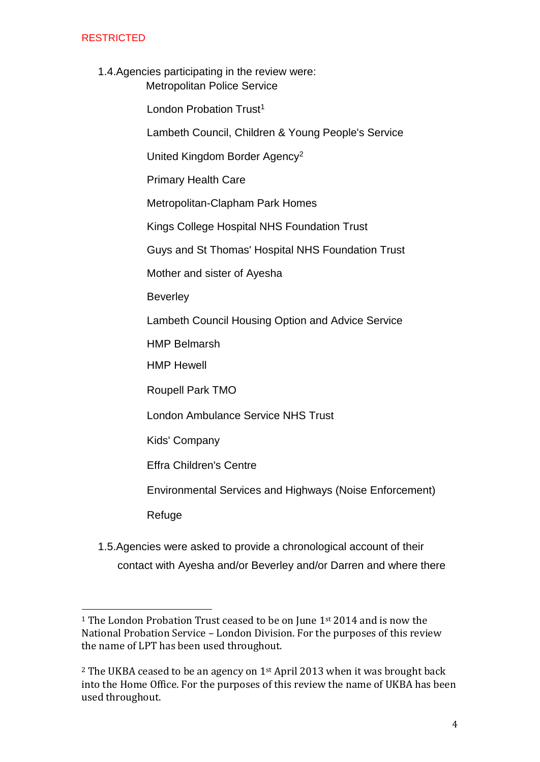RESTRICTED

1.4. Agencies participating in the review were:

- Metropolitan Police Service
- London Probation Trust[1]
- Lambeth Council, Children & Young People's Service
- United Kingdom Border Agency[2]
- Primary Health Care
- Metropolitan-Clapham Park Homes
- Kings College Hospital NHS Foundation Trust
- Guys and St Thomas' Hospital NHS Foundation Trust
- Mother and sister of Ayesha
- Beverley
- Lambeth Council Housing Option and Advice Service
- HMP Belmarsh
- HMP Hewell
- Roupell Park TMO
- London Ambulance Service NHS Trust
- Kids' Company
- Effra Children's Centre
- Environmental Services and Highways (Noise Enforcement)
- Refuge

1.5. Agencies were asked to provide a chronological account of their contact with Ayesha and/or Beverley and/or Darren and where there

---

[1] The London Probation Trust ceased to be on June 1st 2014 and is now the National Probation Service – London Division. For the purposes of this review the name of LPT has been used throughout.

[2] The UKBA ceased to be an agency on 1st April 2013 when it was brought back into the Home Office. For the purposes of this review the name of UKBA has been used throughout.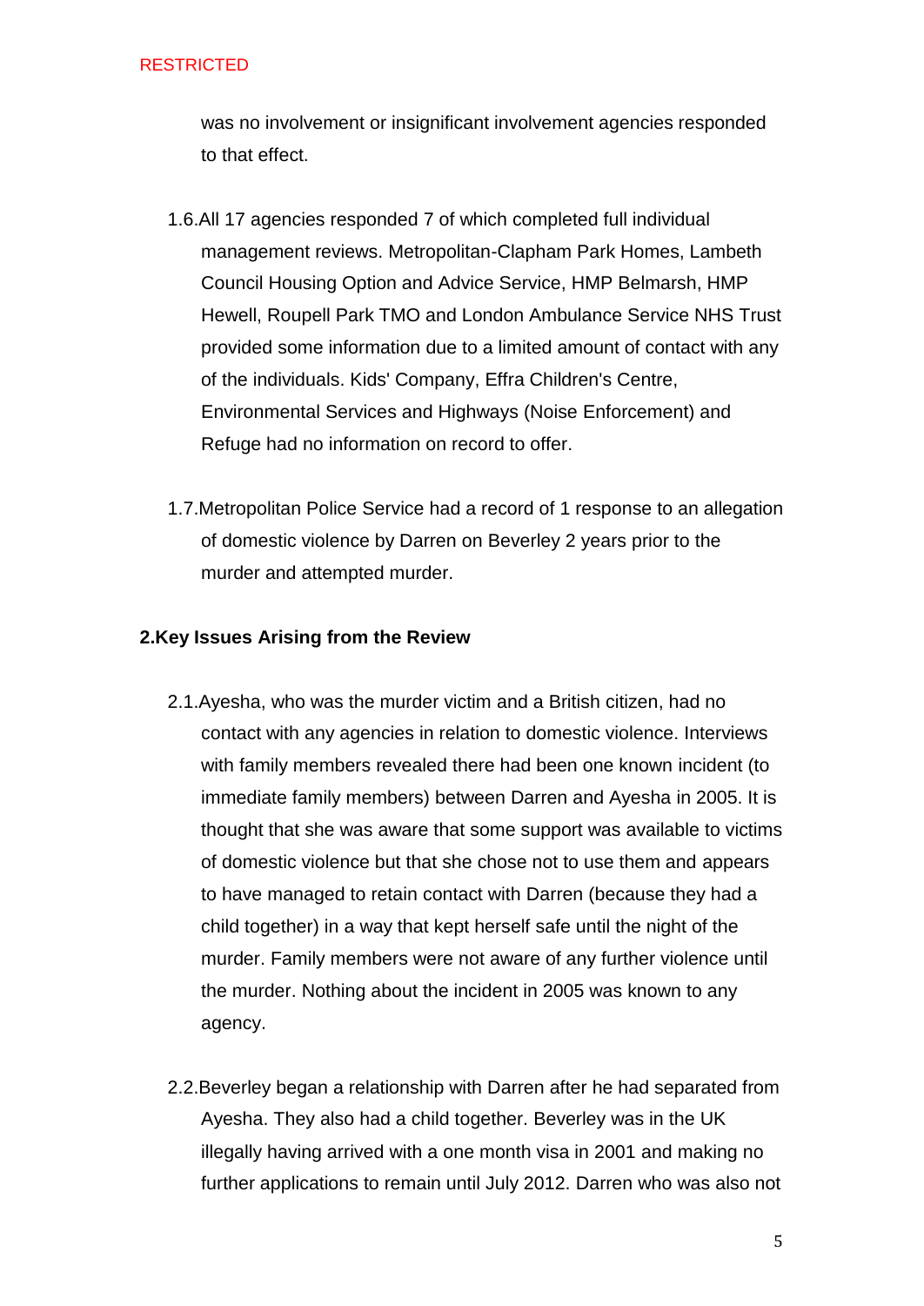was no involvement or insignificant involvement agencies responded to that effect.

1.6. All 17 agencies responded 7 of which completed full individual management reviews. Metropolitan-Clapham Park Homes, Lambeth Council Housing Option and Advice Service, HMP Belmarsh, HMP Hewell, Roupell Park TMO and London Ambulance Service NHS Trust provided some information due to a limited amount of contact with any of the individuals. Kids' Company, Effra Children's Centre, Environmental Services and Highways (Noise Enforcement) and Refuge had no information on record to offer.

1.7. Metropolitan Police Service had a record of 1 response to an allegation of domestic violence by Darren on Beverley 2 years prior to the murder and attempted murder.

## 2. Key Issues Arising from the Review

2.1. Ayesha, who was the murder victim and a British citizen, had no contact with any agencies in relation to domestic violence. Interviews with family members revealed there had been one known incident (to immediate family members) between Darren and Ayesha in 2005. It is thought that she was aware that some support was available to victims of domestic violence but that she chose not to use them and appears to have managed to retain contact with Darren (because they had a child together) in a way that kept herself safe until the night of the murder. Family members were not aware of any further violence until the murder. Nothing about the incident in 2005 was known to any agency.

2.2. Beverley began a relationship with Darren after he had separated from Ayesha. They also had a child together. Beverley was in the UK illegally having arrived with a one month visa in 2001 and making no further applications to remain until July 2012. Darren who was also not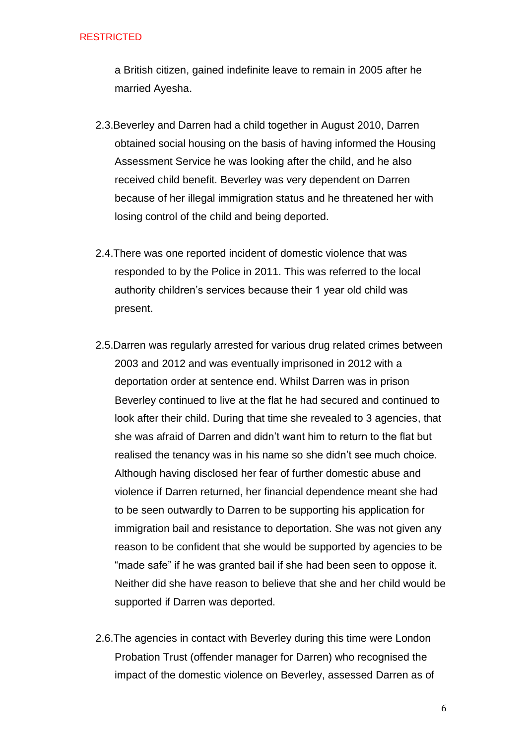a British citizen, gained indefinite leave to remain in 2005 after he married Ayesha.

2.3. Beverley and Darren had a child together in August 2010, Darren obtained social housing on the basis of having informed the Housing Assessment Service he was looking after the child, and he also received child benefit. Beverley was very dependent on Darren because of her illegal immigration status and he threatened her with losing control of the child and being deported.

2.4. There was one reported incident of domestic violence that was responded to by the Police in 2011. This was referred to the local authority children's services because their 1 year old child was present.

2.5. Darren was regularly arrested for various drug related crimes between 2003 and 2012 and was eventually imprisoned in 2012 with a deportation order at sentence end. Whilst Darren was in prison Beverley continued to live at the flat he had secured and continued to look after their child. During that time she revealed to 3 agencies, that she was afraid of Darren and didn't want him to return to the flat but realised the tenancy was in his name so she didn't see much choice. Although having disclosed her fear of further domestic abuse and violence if Darren returned, her financial dependence meant she had to be seen outwardly to Darren to be supporting his application for immigration bail and resistance to deportation. She was not given any reason to be confident that she would be supported by agencies to be "made safe" if he was granted bail if she had been seen to oppose it. Neither did she have reason to believe that she and her child would be supported if Darren was deported.

2.6. The agencies in contact with Beverley during this time were London Probation Trust (offender manager for Darren) who recognised the impact of the domestic violence on Beverley, assessed Darren as of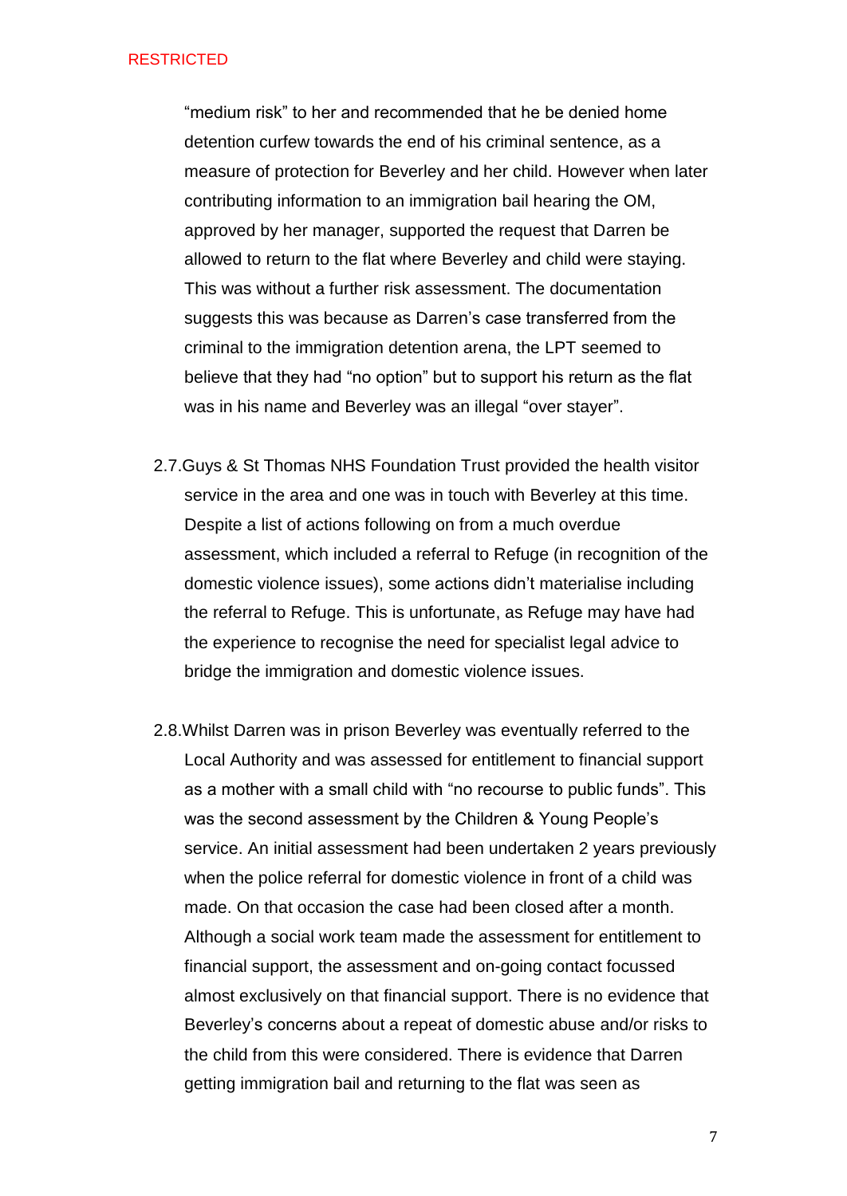"medium risk" to her and recommended that he be denied home detention curfew towards the end of his criminal sentence, as a measure of protection for Beverley and her child. However when later contributing information to an immigration bail hearing the OM, approved by her manager, supported the request that Darren be allowed to return to the flat where Beverley and child were staying. This was without a further risk assessment. The documentation suggests this was because as Darren's case transferred from the criminal to the immigration detention arena, the LPT seemed to believe that they had "no option" but to support his return as the flat was in his name and Beverley was an illegal "over stayer".

2.7. Guys & St Thomas NHS Foundation Trust provided the health visitor service in the area and one was in touch with Beverley at this time. Despite a list of actions following on from a much overdue assessment, which included a referral to Refuge (in recognition of the domestic violence issues), some actions didn't materialise including the referral to Refuge. This is unfortunate, as Refuge may have had the experience to recognise the need for specialist legal advice to bridge the immigration and domestic violence issues.

2.8. Whilst Darren was in prison Beverley was eventually referred to the Local Authority and was assessed for entitlement to financial support as a mother with a small child with "no recourse to public funds". This was the second assessment by the Children & Young People's service. An initial assessment had been undertaken 2 years previously when the police referral for domestic violence in front of a child was made. On that occasion the case had been closed after a month. Although a social work team made the assessment for entitlement to financial support, the assessment and on-going contact focussed almost exclusively on that financial support. There is no evidence that Beverley's concerns about a repeat of domestic abuse and/or risks to the child from this were considered. There is evidence that Darren getting immigration bail and returning to the flat was seen as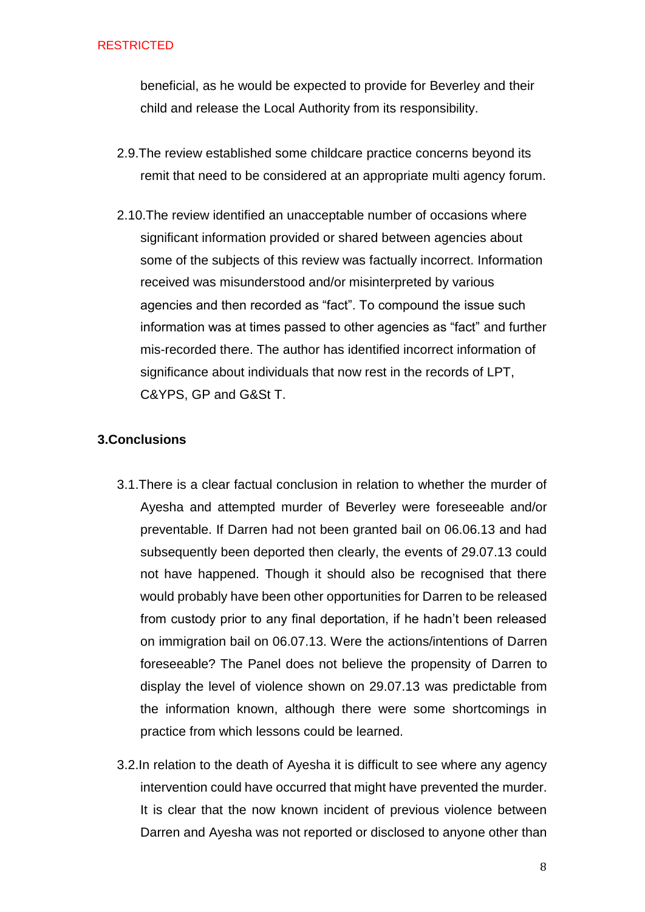beneficial, as he would be expected to provide for Beverley and their child and release the Local Authority from its responsibility.

2.9. The review established some childcare practice concerns beyond its remit that need to be considered at an appropriate multi agency forum.

2.10. The review identified an unacceptable number of occasions where significant information provided or shared between agencies about some of the subjects of this review was factually incorrect. Information received was misunderstood and/or misinterpreted by various agencies and then recorded as "fact". To compound the issue such information was at times passed to other agencies as "fact" and further mis-recorded there. The author has identified incorrect information of significance about individuals that now rest in the records of LPT, C&YPS, GP and G&St T.

## 3. Conclusions

3.1. There is a clear factual conclusion in relation to whether the murder of Ayesha and attempted murder of Beverley were foreseeable and/or preventable. If Darren had not been granted bail on 06.06.13 and had subsequently been deported then clearly, the events of 29.07.13 could not have happened. Though it should also be recognised that there would probably have been other opportunities for Darren to be released from custody prior to any final deportation, if he hadn't been released on immigration bail on 06.07.13. Were the actions/intentions of Darren foreseeable? The Panel does not believe the propensity of Darren to display the level of violence shown on 29.07.13 was predictable from the information known, although there were some shortcomings in practice from which lessons could be learned.

3.2. In relation to the death of Ayesha it is difficult to see where any agency intervention could have occurred that might have prevented the murder. It is clear that the now known incident of previous violence between Darren and Ayesha was not reported or disclosed to anyone other than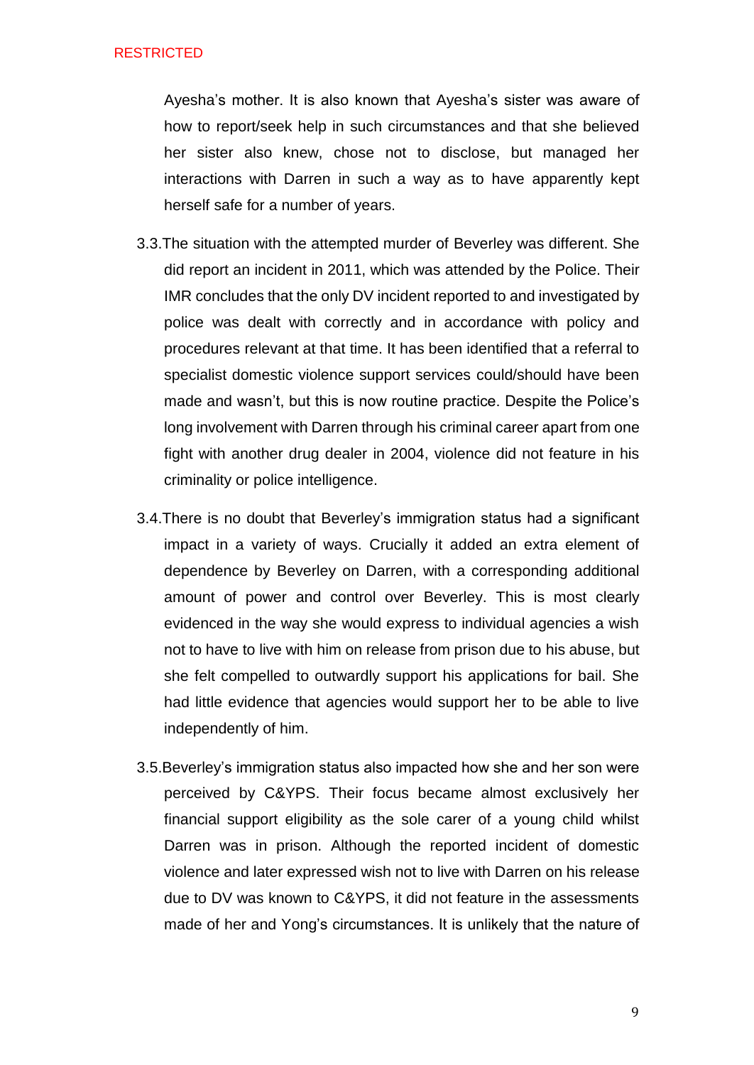Ayesha's mother. It is also known that Ayesha's sister was aware of how to report/seek help in such circumstances and that she believed her sister also knew, chose not to disclose, but managed her interactions with Darren in such a way as to have apparently kept herself safe for a number of years.

3.3. The situation with the attempted murder of Beverley was different. She did report an incident in 2011, which was attended by the Police. Their IMR concludes that the only DV incident reported to and investigated by police was dealt with correctly and in accordance with policy and procedures relevant at that time. It has been identified that a referral to specialist domestic violence support services could/should have been made and wasn't, but this is now routine practice. Despite the Police's long involvement with Darren through his criminal career apart from one fight with another drug dealer in 2004, violence did not feature in his criminality or police intelligence.

3.4. There is no doubt that Beverley's immigration status had a significant impact in a variety of ways. Crucially it added an extra element of dependence by Beverley on Darren, with a corresponding additional amount of power and control over Beverley. This is most clearly evidenced in the way she would express to individual agencies a wish not to have to live with him on release from prison due to his abuse, but she felt compelled to outwardly support his applications for bail. She had little evidence that agencies would support her to be able to live independently of him.

3.5. Beverley's immigration status also impacted how she and her son were perceived by C&YPS. Their focus became almost exclusively her financial support eligibility as the sole carer of a young child whilst Darren was in prison. Although the reported incident of domestic violence and later expressed wish not to live with Darren on his release due to DV was known to C&YPS, it did not feature in the assessments made of her and Yong's circumstances. It is unlikely that the nature of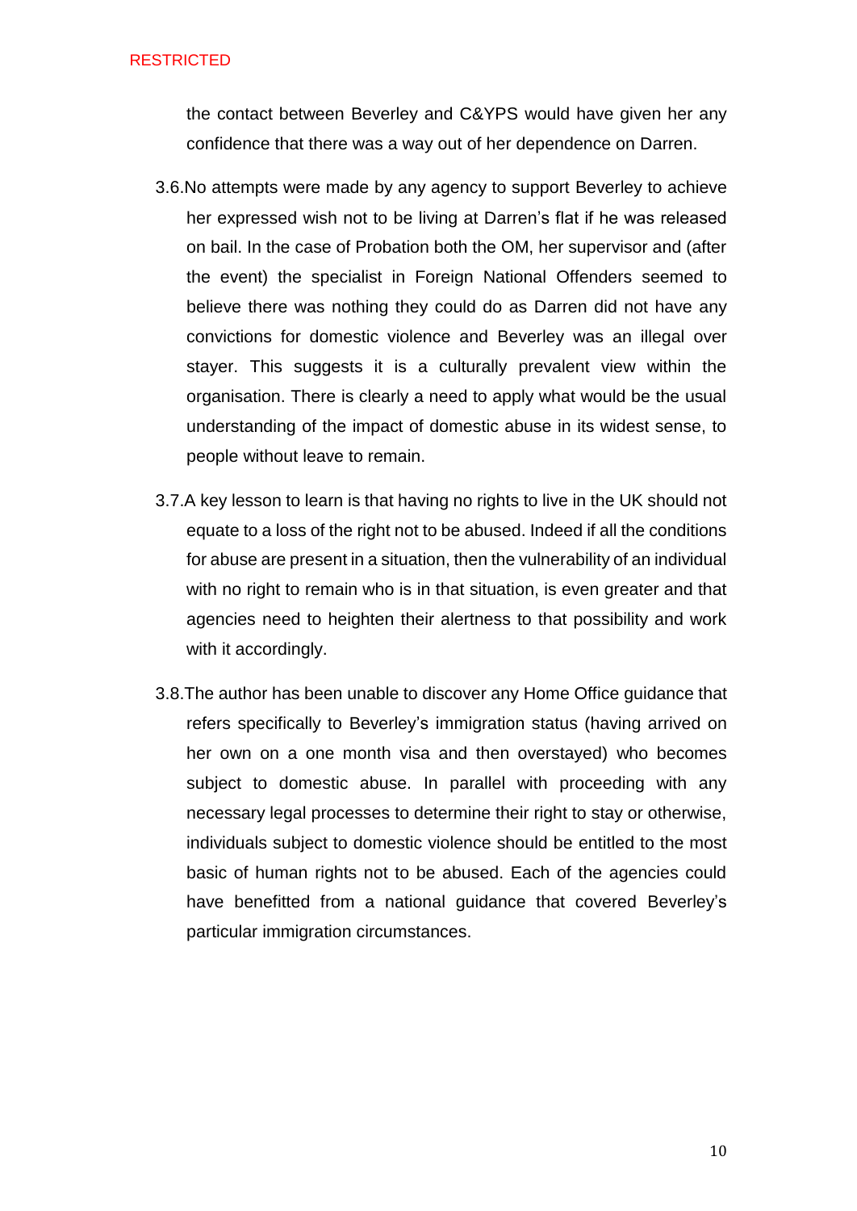the contact between Beverley and C&YPS would have given her any confidence that there was a way out of her dependence on Darren.

3.6. No attempts were made by any agency to support Beverley to achieve her expressed wish not to be living at Darren's flat if he was released on bail. In the case of Probation both the OM, her supervisor and (after the event) the specialist in Foreign National Offenders seemed to believe there was nothing they could do as Darren did not have any convictions for domestic violence and Beverley was an illegal over stayer. This suggests it is a culturally prevalent view within the organisation. There is clearly a need to apply what would be the usual understanding of the impact of domestic abuse in its widest sense, to people without leave to remain.

3.7. A key lesson to learn is that having no rights to live in the UK should not equate to a loss of the right not to be abused. Indeed if all the conditions for abuse are present in a situation, then the vulnerability of an individual with no right to remain who is in that situation, is even greater and that agencies need to heighten their alertness to that possibility and work with it accordingly.

3.8. The author has been unable to discover any Home Office guidance that refers specifically to Beverley's immigration status (having arrived on her own on a one month visa and then overstayed) who becomes subject to domestic abuse. In parallel with proceeding with any necessary legal processes to determine their right to stay or otherwise, individuals subject to domestic violence should be entitled to the most basic of human rights not to be abused. Each of the agencies could have benefitted from a national guidance that covered Beverley's particular immigration circumstances.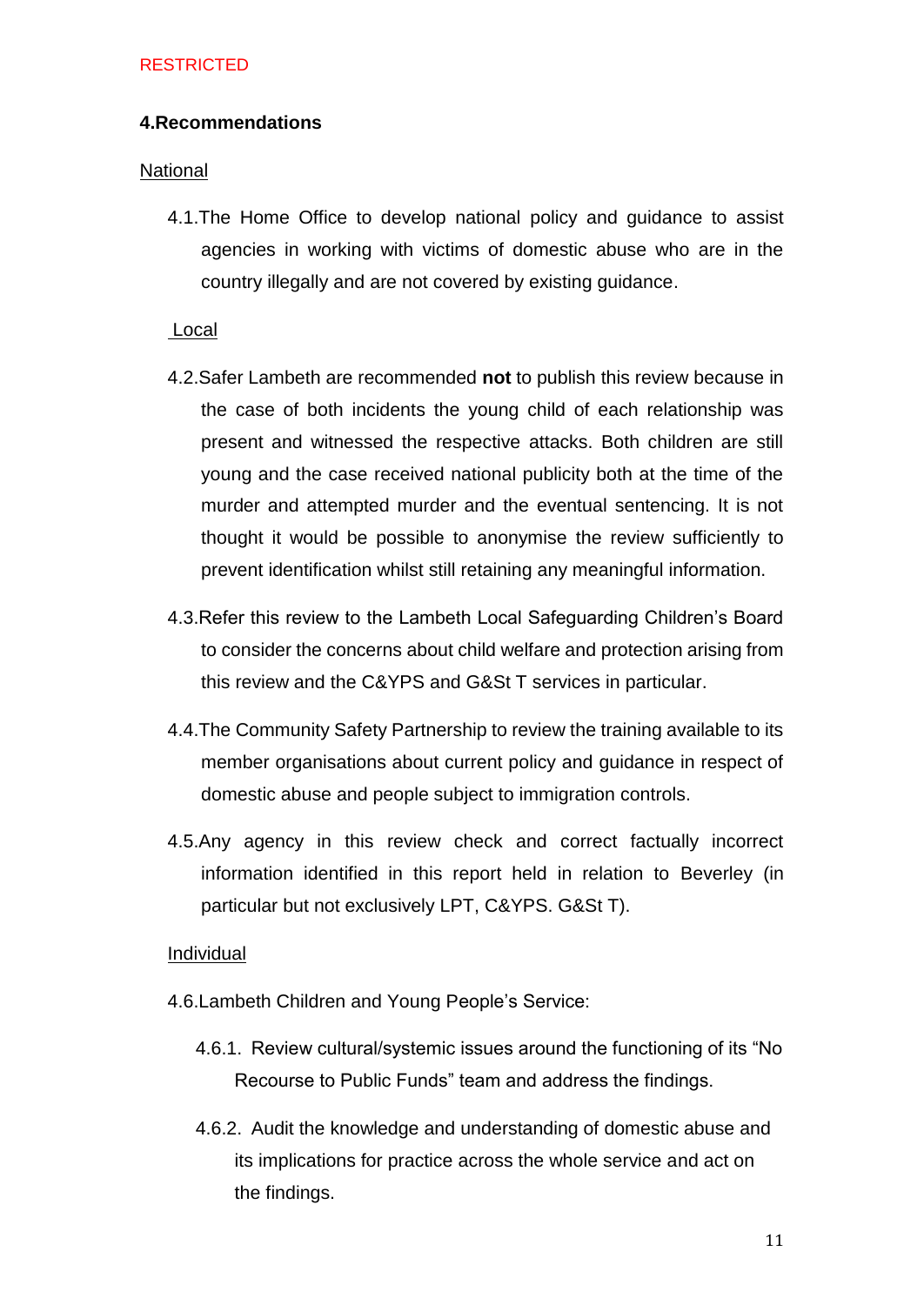RESTRICTED

## 4.Recommendations

National

4.1.The Home Office to develop national policy and guidance to assist agencies in working with victims of domestic abuse who are in the country illegally and are not covered by existing guidance.

Local

4.2.Safer Lambeth are recommended **not** to publish this review because in the case of both incidents the young child of each relationship was present and witnessed the respective attacks. Both children are still young and the case received national publicity both at the time of the murder and attempted murder and the eventual sentencing. It is not thought it would be possible to anonymise the review sufficiently to prevent identification whilst still retaining any meaningful information.

4.3.Refer this review to the Lambeth Local Safeguarding Children's Board to consider the concerns about child welfare and protection arising from this review and the C&YPS and G&St T services in particular.

4.4.The Community Safety Partnership to review the training available to its member organisations about current policy and guidance in respect of domestic abuse and people subject to immigration controls.

4.5.Any agency in this review check and correct factually incorrect information identified in this report held in relation to Beverley (in particular but not exclusively LPT, C&YPS. G&St T).

Individual

4.6.Lambeth Children and Young People's Service:

4.6.1. Review cultural/systemic issues around the functioning of its "No Recourse to Public Funds" team and address the findings.

4.6.2. Audit the knowledge and understanding of domestic abuse and its implications for practice across the whole service and act on the findings.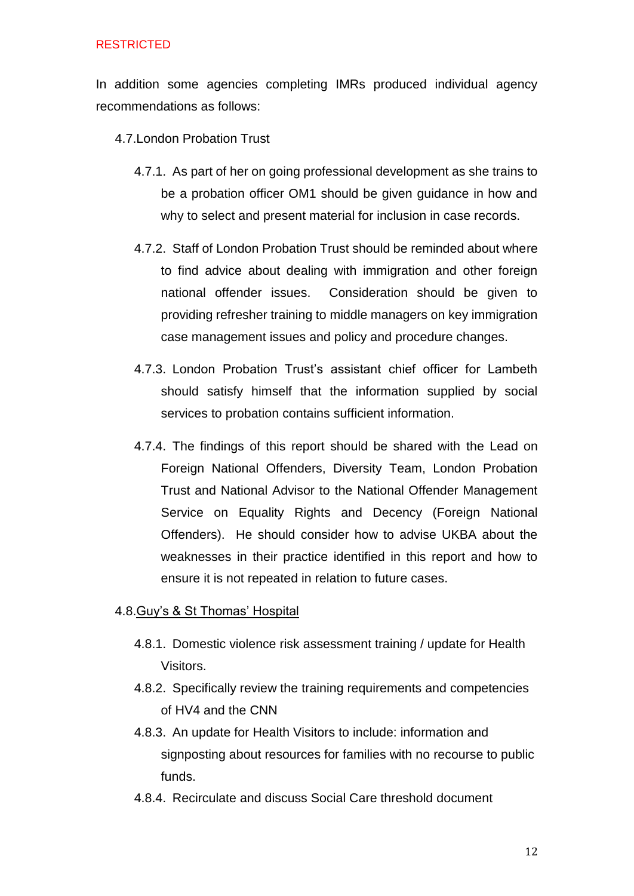In addition some agencies completing IMRs produced individual agency recommendations as follows:

4.7. London Probation Trust

4.7.1. As part of her on going professional development as she trains to be a probation officer OM1 should be given guidance in how and why to select and present material for inclusion in case records.

4.7.2. Staff of London Probation Trust should be reminded about where to find advice about dealing with immigration and other foreign national offender issues. Consideration should be given to providing refresher training to middle managers on key immigration case management issues and policy and procedure changes.

4.7.3. London Probation Trust's assistant chief officer for Lambeth should satisfy himself that the information supplied by social services to probation contains sufficient information.

4.7.4. The findings of this report should be shared with the Lead on Foreign National Offenders, Diversity Team, London Probation Trust and National Advisor to the National Offender Management Service on Equality Rights and Decency (Foreign National Offenders). He should consider how to advise UKBA about the weaknesses in their practice identified in this report and how to ensure it is not repeated in relation to future cases.

4.8. Guy's & St Thomas' Hospital

4.8.1. Domestic violence risk assessment training / update for Health Visitors.

4.8.2. Specifically review the training requirements and competencies of HV4 and the CNN

4.8.3. An update for Health Visitors to include: information and signposting about resources for families with no recourse to public funds.

4.8.4. Recirculate and discuss Social Care threshold document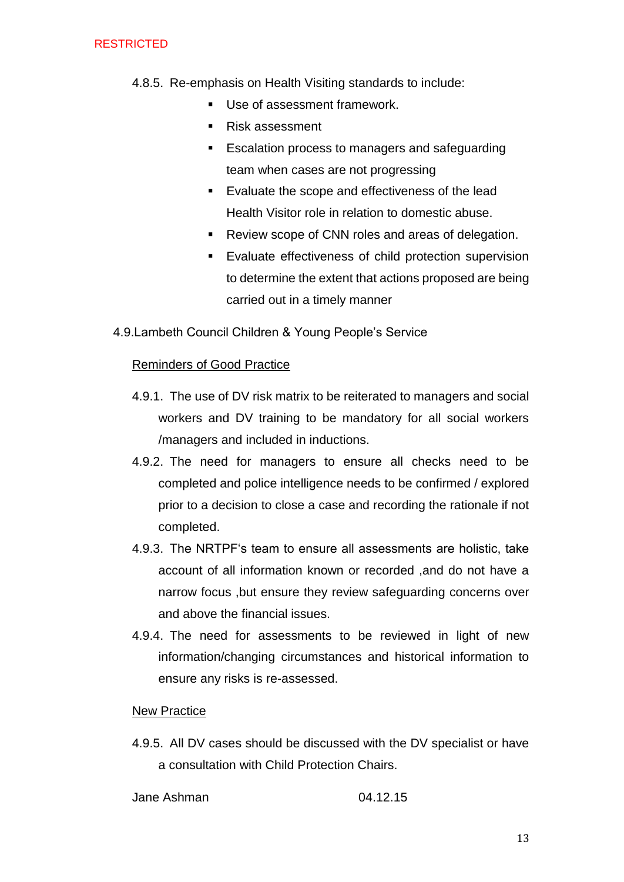RESTRICTED

4.8.5. Re-emphasis on Health Visiting standards to include:

- Use of assessment framework.
- Risk assessment
- Escalation process to managers and safeguarding team when cases are not progressing
- Evaluate the scope and effectiveness of the lead Health Visitor role in relation to domestic abuse.
- Review scope of CNN roles and areas of delegation.
- Evaluate effectiveness of child protection supervision to determine the extent that actions proposed are being carried out in a timely manner

4.9. Lambeth Council Children & Young People's Service

<u>Reminders of Good Practice</u>

4.9.1. The use of DV risk matrix to be reiterated to managers and social workers and DV training to be mandatory for all social workers /managers and included in inductions.

4.9.2. The need for managers to ensure all checks need to be completed and police intelligence needs to be confirmed / explored prior to a decision to close a case and recording the rationale if not completed.

4.9.3. The NRTPF's team to ensure all assessments are holistic, take account of all information known or recorded ,and do not have a narrow focus ,but ensure they review safeguarding concerns over and above the financial issues.

4.9.4. The need for assessments to be reviewed in light of new information/changing circumstances and historical information to ensure any risks is re-assessed.

<u>New Practice</u>

4.9.5. All DV cases should be discussed with the DV specialist or have a consultation with Child Protection Chairs.

Jane Ashman 04.12.15